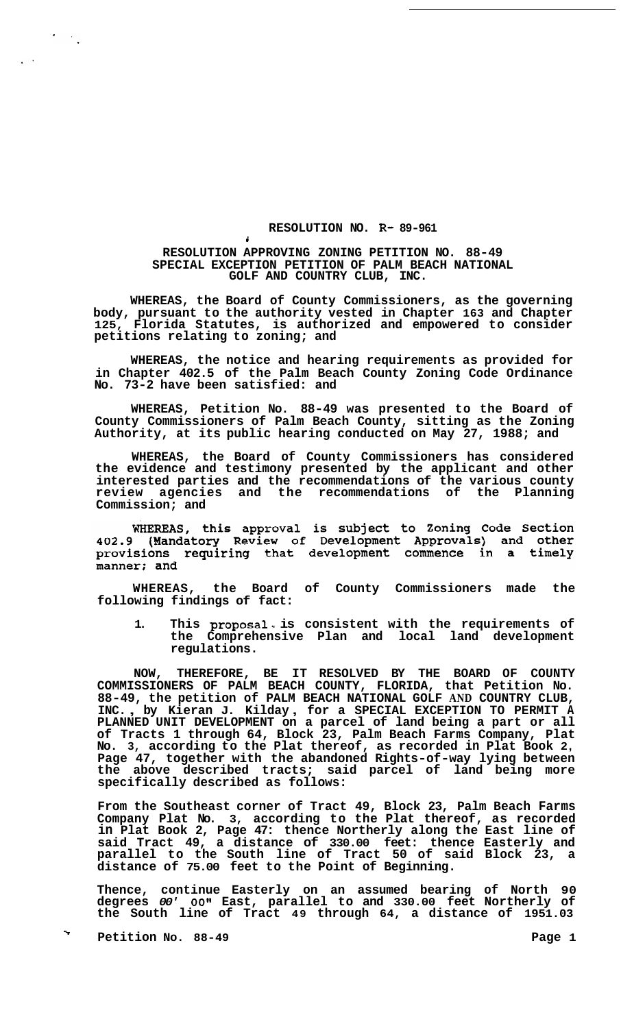**RESOLUTION NO. R- 89-961**

**RESOLUTION APPROVING ZONING PETITION NO. 88-49 SPECIAL EXCEPTION PETITION OF PALM BEACH NATIONAL GOLF AND COUNTRY CLUB, INC.**

**WHEREAS, the Board of County Commissioners, as the governing body, pursuant to the authority vested in Chapter 163 and Chapter 125, Florida Statutes, is authorized and empowered to consider petitions relating to zoning; and**

**WHEREAS, the notice and hearing requirements as provided for in Chapter 402.5 of the Palm Beach County Zoning Code Ordinance No. 73-2 have been satisfied: and**

**WHEREAS, Petition No. 88-49 was presented to the Board of County Commissioners of Palm Beach County, sitting as the Zoning Authority, at its public hearing conducted on May 27, 1988; and**

**WHEREAS, the Board of County Commissioners has considered the evidence and testimony presented by the applicant and other interested parties and the recommendations of the various county review agencies and the recommendations of the Planning Commission; and**

**WHEREAS, this approval is subject to Zoning Code Section 402.9 (Mandatory Review of Development Approvals) and other provisions requiring that development commence in a timely manner; and**

**WHEREAS, the Board of County Commissioners made the following findings of fact:**

1. **This proposal is consistent with the requirements of the Comprehensive Plan and local land development regulations.**

**NOW, THEREFORE, BE IT RESOLVED BY THE BOARD OF COUNTY COMMISSIONERS OF PALM BEACH COUNTY, FLORIDA, that Petition No. 88-49, the petition of PALM BEACH NATIONAL GOLF AND COUNTRY CLUB, INC., by Kieran J. Kilday, for a SPECIAL EXCEPTION TO PERMIT A PLANNED UNIT DEVELOPMENT on a parcel of land being a part or all of Tracts 1 through 64, Block 23, Palm Beach Farms Company, Plat No. 3, according to the Plat thereof, as recorded in Plat Book 2, Page 47, together with the abandoned Rights-of-way lying between the above described tracts; said parcel of land being more specifically described as follows:**

**From the Southeast corner of Tract 49, Block 23, Palm Beach Farms Company Plat No. 3, according to the Plat thereof, as recorded in Plat Book 2, Page 47: thence Northerly along the East line of said Tract 49, a distance of 330.00 feet: thence Easterly and parallel to the South line of Tract 50 of said Block 23, a distance of 75.00 feet to the Point of Beginning.**

**Thence, continue Easterly on an assumed bearing of North 90 degrees 00' 00" East, parallel to and 330.00 feet Northerly of the South line of Tract 49 through 64, a distance of 1951.03**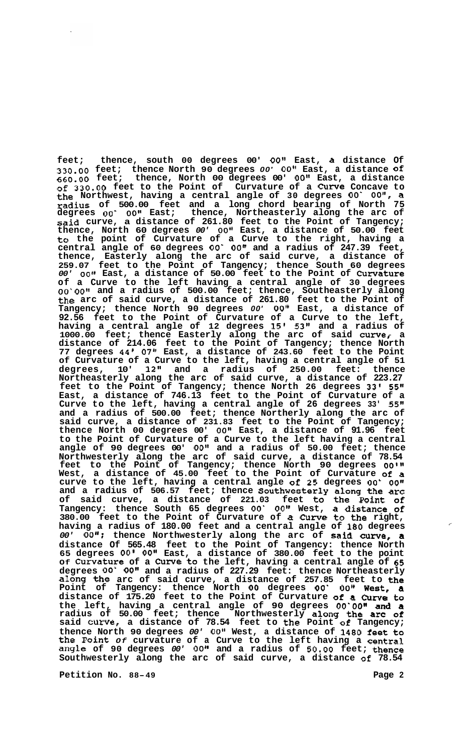feet; thence, south 00 degrees 00' 00" East, a distance Of 330.00 feet; thence North 90 degrees 00' 00" East, a distance of 660.00 feet; thence, North 00 degrees 00' 00" East, a distance of 330.00 feet to the Point of Curvature of a Curve Concave to the Northwest, having a central angle of 30 degrees 00' 00", a radius of 500.00 feet and a long chord bearing of North 75 degrees 00' 00" East; thence, Northeasterly along the arc of said curve, a distance of 261.80 feet to the Point of Tangency; thence, North 60 degrees 00' 00" East, a distance of 50.00 feet to the point of Curvature of a Curve to the right, having a central angle of 60 degrees 00' 00" and a radius of 247.39 feet, thence, Easterly along the arc of said curve, a distance of 259.07 feet to the Point of Tangency; thence South 60 degrees 00' 00" East, a distance of 50.00 feet to the Point of Curvature of a Curve to the left having a central angle of 30 degrees 00'00" and a radius of 500.00 feet; thence, Southeasterly along the arc of said curve, a distance of 261.80 feet to the Point of Tangency; thence North 90 degrees 00' 00" East, a distance of 92.56 feet to the Point of Curvature of a Curve to the left, having a central angle of 12 degrees 15' 53" and a radius of 1000.00 feet; thence Easterly along the arc of said curve, a distance of 214.06 feet to the Point of Tangency; thence North 77 degrees 44' 07" East, a distance of 243.60 feet to the Point of Curvature of a Curve to the left, having a central angle of 51 degrees, 10' 12" and a radius of 250.00 feet: thence Northeasterly along the arc of said curve, a distance of 223.27 feet to the Point of Tangency; thence North 26 degrees 33' 55" East, a distance of 746.13 feet to the Point of Curvature of a Curve to the left, having a central angle of 26 degrees 33' 55" and a radius of 500.00 feet; thence Northerly along the arc of said curve, a distance of 231.83 feet to the Point of Tangency; thence North 00 degrees 00' 00" East, a distance of 91.96 feet to the Point of Curvature of a Curve to the left having a central angle of 90 degrees 00' 00" and a radius of 50.00 feet; thence Northwesterly along the arc of said curve, a distance of 78.54 feet to the Point of Tangency; thence North 90 degrees 00'" West, a distance of 45.00 feet to the Point of Curvature of a curve to the left, having a central angle of 25 degrees 00' 00" and a radius of 506.57 feet; thence Southwesterly along the arc of said curve, a distance of 221.03 feet to the Point of Tangency: thence South 65 degrees 00' 00" West, a distance of 380.00 feet to the Point of Curvature of a Curve to the right, having a radius of 180.00 feet and a central angle of 180 degrees 00' 00"; thence Northwesterly along the arc of said curve, a distance Of 565.48 feet to the Point of Tangency: thence North 65 degrees 00' 00" East, a distance of 380.00 feet to the point of Curvature of a Curve to the left, having a central angle of 65 degrees 00' 00" and a radius of 227.29 feet: thence Northeasterly along the arc of said curve, a distance of 257.85 feet to the Point of Tangency: thence North 00 degrees 00' 00" West, a distance of 175.20 feet to the Point of Curvature of a Curve to the left, having a central angle of 90 degrees 00'00" and a radius of 50.00 feet; thence Northwesterly along the arc of said curve, a distance of 78.54 feet to the Point of Tangency; thence North 90 degrees 00' 00" West, a distance of 1480 feet to the Point of curvature of a Curve to the left having a central angle of 90 degrees 00' 00" and a radius of 50.00 feet; thence Southwesterly along the arc of said curve, a distance of 78.54

Petition No. 88-49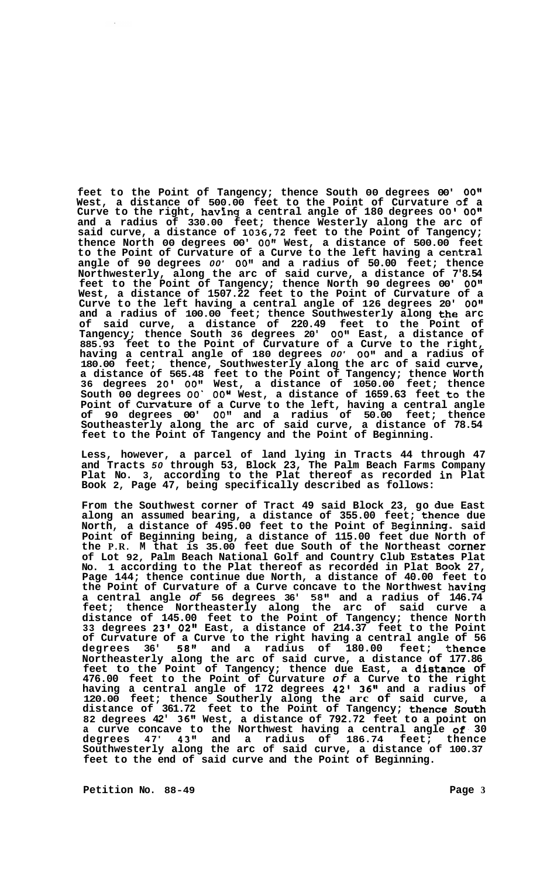**feet to the Point of Tangency; thence South 00 degrees 00' 00" West, a distance of 500.00 feet to the Point of Curvature of a Curve to the right, having a central angle of 180 degrees 00' 00" and a radius of 330.00 feet; thence Westerly along the arc of said curve, a distance of 1036,72 feet to the Point of Tangency; thence North 00 degrees 00' 00" West, a distance of 500.00 feet to the Point of Curvature of a Curve to the left having a central angle of 90 degrees 00' 00" and a radius of 50.00 feet; thence Northwesterly, along the arc of said curve, a distance of 7'8.54 feet to the Point of Tangency; thence North 90 degrees 00' 00" West, a distance of 1507.22 feet to the Point of Curvature of a Curve to the left having a central angle of 126 degrees 20' 00" and a radius of 100.00 feet; thence Southwesterly along the arc of said curve, a distance of 220.49 feet to the Point of Tangency; thence South 36 degrees 20' 00" East, a distance of 885.93 feet to the Point of Curvature of a Curve to the right, having a central angle of 180 degrees 00' 00" and a radius of 180.00 feet; thence, Southwesterly along the arc of said curve, a distance of 565.48 feet to the Point of Tangency; thence Worth 36 degrees 20' 00" West, a distance of 1050.00 feet; thence South 00 degrees 00` 00" West, a distance of 1659.63 feet to the Point of Curvature of a Curve to the left, having a central angle of 90 degrees 00' 00" and a radius of 50.00 feet; thence Southeasterly along the arc of said curve, a distance of 78.54 feet to the Point of Tangency and the Point of Beginning.**

**Less, however, a parcel of land lying in Tracts 44 through 47 and Tracts 50 through 53, Block 23, The Palm Beach Farms Company Plat No. 3, according to the Plat thereof as recorded in Plat Book 2, Page 47, being specifically described as follows:**

**From the Southwest corner of Tract 49 said Block 23, go due East along an assumed bearing, a distance of 355.00 feet; thence due North, a distance of 495.00 feet to the Point of Beginning. said Point of Beginning being, a distance of 115.00 feet due North of the P.R. M that is 35.00 feet due South of the Northeast corner of Lot 92, Palm Beach National Golf and Country Club Estates Plat No. 1 according to the Plat thereof as recorded in Plat Book 27, Page 144; thence continue due North, a distance of 40.00 feet to the Point of Curvature of a Curve concave to the Northwest having a central angle of 56 degrees 36' 58" and a radius of 146.74 feet; thence Northeasterly along the arc of said curve a distance of 145.00 feet to the Point of Tangency; thence North 33 degrees 23' 02" East, a distance of 214.37 feet to the Point of Curvature of a Curve to the right having a central angle of 56 degrees 36' 58" and a radius of 180.00 feet; thence Northeasterly along the arc of said curve, a distance of 177.86 feet to the Point of Tangency; thence due East, a distance of 476.00 feet to the Point of Curvature of a Curve to the right having a central angle of 172 degrees 42' 36" and a radius of 120.00 feet; thence Southerly along the arc of said curve, a distance of 361.72 feet to the Point of Tangency; thence South 82 degrees 42' 36" West, a distance of 792.72 feet to a point on a curve concave to the Northwest having a central angle of 30 degrees 47' 43" and a radius of 186.74 feet; thence Southwesterly along the arc of said curve, a distance of 100.37 feet to the end of said curve and the Point of Beginning.**

**Petition No. 88-49**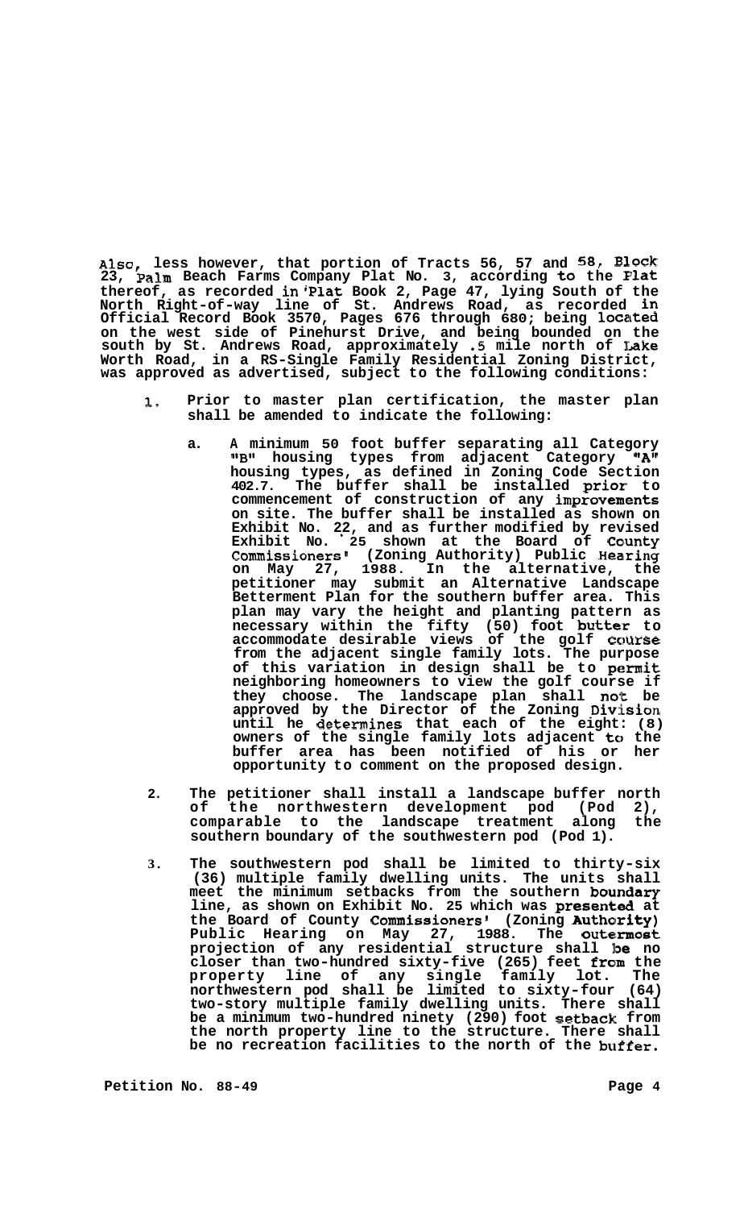**Also, less however, that portion of Tracts 56, 57 and 58, Block 23, Palm Beach Farms Company Plat No. 3, according to the Plat thereof, as recorded in Plat Book 2, Page 47, lying South of the North Right-of-way line of St. Andrews Road, as recorded in Official Record Book 3570, Pages 676 through 680; being located on the west side of Pinehurst Drive, and being bounded on the south by St. Andrews Road, approximately .5 mile north of Lake Worth Road, in a RS-Single Family Residential Zoning District, was approved as advertised, subject to the following conditions:**

1. **Prior to master plan certification, the master plan shall be amended to indicate the following:**

   a. **A minimum 50 foot buffer separating all Category "B" housing types from adjacent Category "A" housing types, as defined in Zoning Code Section 402.7. The buffer shall be installed prior to commencement of construction of any improvements on site. The buffer shall be installed as shown on Exhibit No. 22, and as further modified by revised Exhibit No. 25 shown at the Board of County Commissioners' (Zoning Authority) Public Hearing on May 27, 1988. In the alternative, the petitioner may submit an Alternative Landscape Betterment Plan for the southern buffer area. This plan may vary the height and planting pattern as necessary within the fifty (50) foot butter to accommodate desirable views of the golf course from the adjacent single family lots. The purpose of this variation in design shall be to permit neighboring homeowners to view the golf course if they choose. The landscape plan shall not be approved by the Director of the Zoning Division until he determines that each of the eight: (8) owners of the single family lots adjacent to the buffer area has been notified of his or her opportunity to comment on the proposed design.**

2. **The petitioner shall install a landscape buffer north of the northwestern development pod (Pod 2), comparable to the landscape treatment along the southern boundary of the southwestern pod (Pod 1).**

3. **The southwestern pod shall be limited to thirty-six (36) multiple family dwelling units. The units shall meet the minimum setbacks from the southern boundary line, as shown on Exhibit No. 25 which was presented at the Board of County Commissioners' (Zoning Authority) Public Hearing on May 27, 1988. The outermost projection of any residential structure shall be no closer than two-hundred sixty-five (265) feet from the property line of any single family lot. The northwestern pod shall be limited to sixty-four (64) two-story multiple family dwelling units. There shall be a minimum two-hundred ninety (290) foot setback from the north property line to the structure. There shall be no recreation facilities to the north of the buffer.**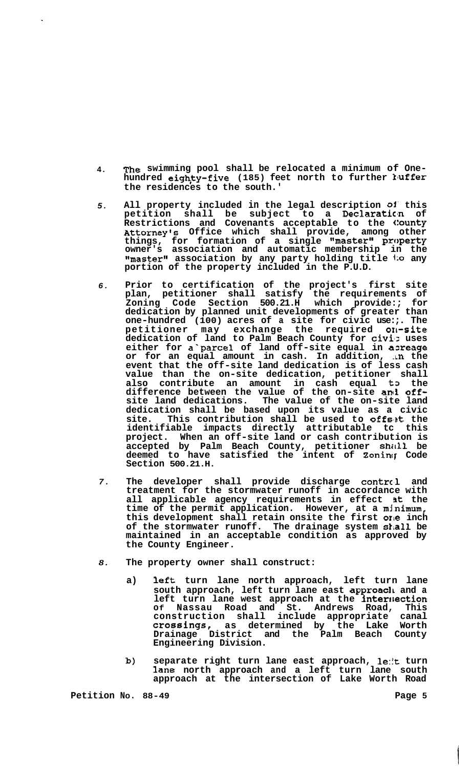4. The swimming pool shall be relocated a minimum of One-hundred eighty-five (185) feet north to further buffer the residences to the south.'

5. All property included in the legal description of this petition shall be subject to a Declaration of Restrictions and Covenants acceptable to the County Attorney's Office which shall provide, among other things, for formation of a single "master" property owner's association and automatic membership in the "master" association by any party holding title to any portion of the property included in the P.U.D.

6. Prior to certification of the project's first site plan, petitioner shall satisfy the requirements of Zoning Code Section 500.21.H which provide:; for dedication by planned unit developments of greater than one-hundred (100) acres of a site for civic use:;. The petitioner may exchange the required on-site dedication of land to Palm Beach County for civic uses either for a parcel of land off-site equal in acreage or for an equal amount in cash. In addition, in the event that the off-site land dedication is of less cash value than the on-site dedication, petitioner shall also contribute an amount in cash equal to the difference between the value of the on-site and off-site land dedications. The value of the on-site land dedication shall be based upon its value as a civic site. This contribution shall be used to offset the identifiable impacts directly attributable to this project. When an off-site land or cash contribution is accepted by Palm Beach County, petitioner shall be deemed to have satisfied the intent of Zoning Code Section 500.21.H.

7. The developer shall provide discharge control and treatment for the stormwater runoff in accordance with all applicable agency requirements in effect at the time of the permit application. However, at a minimum, this development shall retain onsite the first one inch of the stormwater runoff. The drainage system shall be maintained in an acceptable condition as approved by the County Engineer.

8. The property owner shall construct:

   a) left turn lane north approach, left turn lane south approach, left turn lane east approach and a left turn lane west approach at the intersection of Nassau Road and St. Andrews Road, This construction shall include appropriate canal crossings, as determined by the Lake Worth Drainage District and the Palm Beach County Engineering Division.

   b) separate right turn lane east approach, left turn lane north approach and a left turn lane south approach at the intersection of Lake Worth Road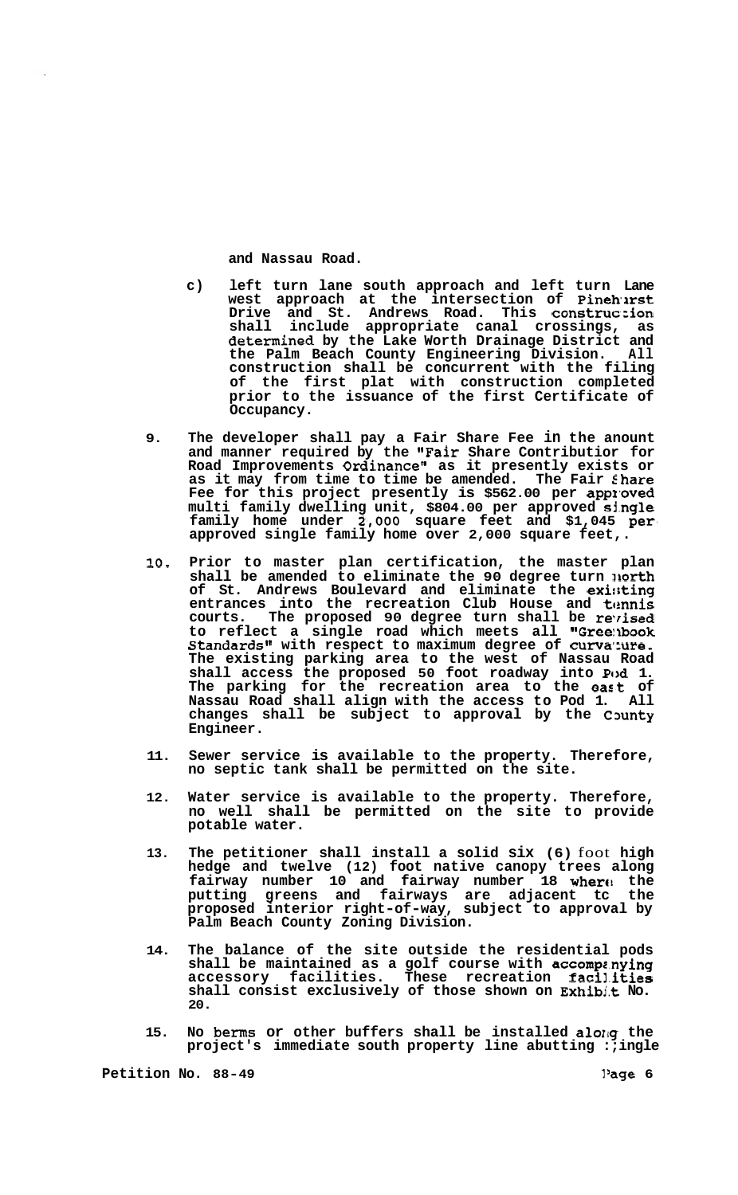and Nassau Road.

c) left turn lane south approach and left turn Lane west approach at the intersection of Pinehurst Drive and St. Andrews Road. This construction shall include appropriate canal crossings, as determined by the Lake Worth Drainage District and the Palm Beach County Engineering Division. All construction shall be concurrent with the filing of the first plat with construction completed prior to the issuance of the first Certificate of Occupancy.

9. The developer shall pay a Fair Share Fee in the anount and manner required by the "Fair Share Contributior for Road Improvements Ordinance" as it presently exists or as it may from time to time be amended. The Fair Share Fee for this project presently is $562.00 per approved multi family dwelling unit, $804.00 per approved single family home under 2,000 square feet and $1,045 per approved single family home over 2,000 square feet,.

10. Prior to master plan certification, the master plan shall be amended to eliminate the 90 degree turn north of St. Andrews Boulevard and eliminate the existing entrances into the recreation Club House and tennis courts. The proposed 90 degree turn shall be revised to reflect a single road which meets all "Greenbook Standards" with respect to maximum degree of curvature. The existing parking area to the west of Nassau Road shall access the proposed 50 foot roadway into Pod 1. The parking for the recreation area to the east of Nassau Road shall align with the access to Pod 1. All changes shall be subject to approval by the County Engineer.

11. Sewer service is available to the property. Therefore, no septic tank shall be permitted on the site.

12. Water service is available to the property. Therefore, no well shall be permitted on the site to provide potable water.

13. The petitioner shall install a solid six (6) foot high hedge and twelve (12) foot native canopy trees along fairway number 10 and fairway number 18 where the putting greens and fairways are adjacent to the proposed interior right-of-way, subject to approval by Palm Beach County Zoning Division.

14. The balance of the site outside the residential pods shall be maintained as a golf course with accompanying accessory facilities. These recreation facilities shall consist exclusively of those shown on Exhibit No. 20.

15. No berms or other buffers shall be installed along the project's immediate south property line abutting single

Petition No. 88-49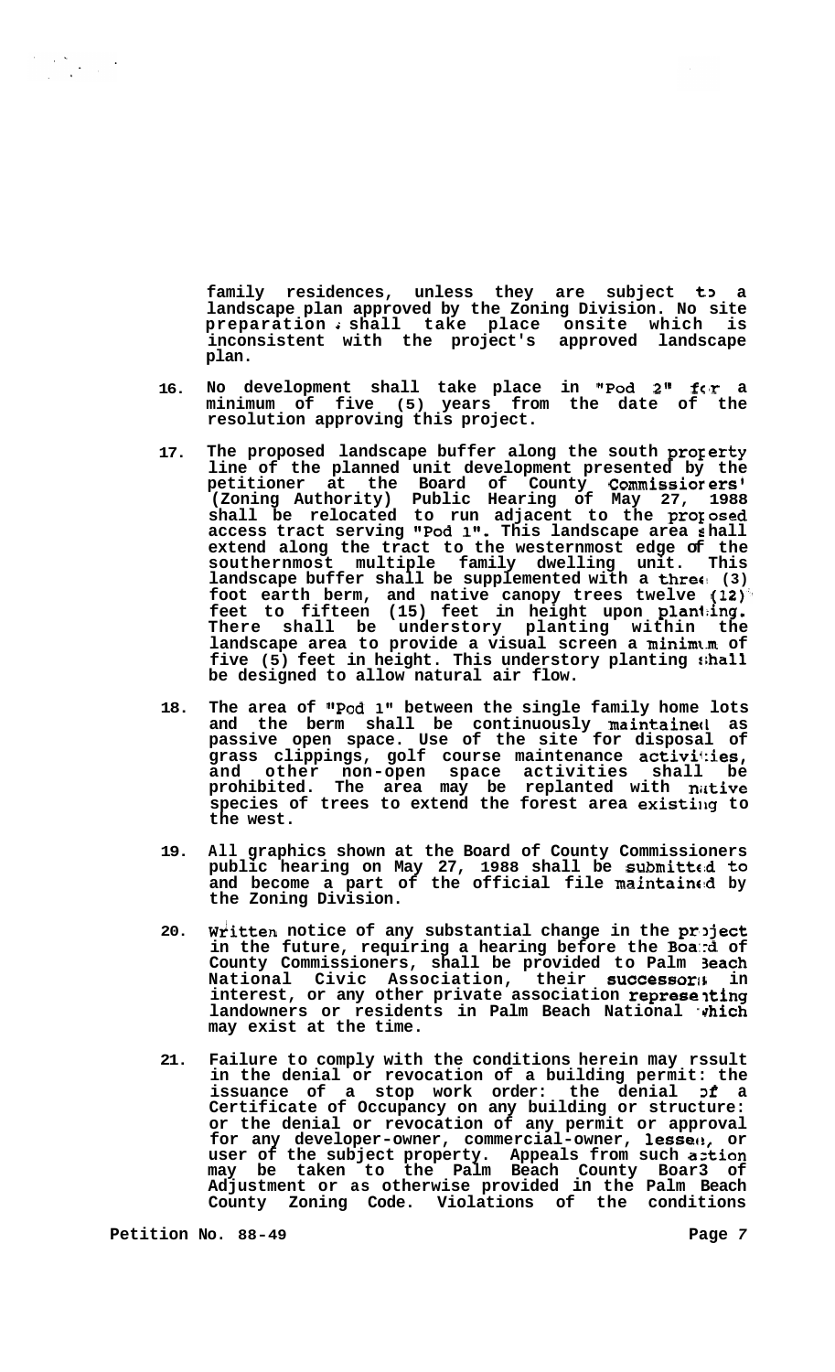family residences, unless they are subject to a landscape plan approved by the Zoning Division. No site preparation shall take place onsite which is inconsistent with the project's approved landscape plan.

16. No development shall take place in "Pod 2" for a minimum of five (5) years from the date of the resolution approving this project.

17. The proposed landscape buffer along the south property line of the planned unit development presented by the petitioner at the Board of County Commissioners' (Zoning Authority) Public Hearing of May 27, 1988 shall be relocated to run adjacent to the proposed access tract serving "Pod 1". This landscape area shall extend along the tract to the westernmost edge of the southernmost multiple family dwelling unit. This landscape buffer shall be supplemented with a three (3) foot earth berm, and native canopy trees twelve (12) feet to fifteen (15) feet in height upon planting. There shall be understory planting within the landscape area to provide a visual screen a minimum of five (5) feet in height. This understory planting shall be designed to allow natural air flow.

18. The area of "Pod 1" between the single family home lots and the berm shall be continuously maintained as passive open space. Use of the site for disposal of grass clippings, golf course maintenance activities, and other non-open space activities shall be prohibited. The area may be replanted with native species of trees to extend the forest area existing to the west.

19. All graphics shown at the Board of County Commissioners public hearing on May 27, 1988 shall be submitted to and become a part of the official file maintained by the Zoning Division.

20. Written notice of any substantial change in the project in the future, requiring a hearing before the Board of County Commissioners, shall be provided to Palm Beach National Civic Association, their successors in interest, or any other private association representing landowners or residents in Palm Beach National which may exist at the time.

21. Failure to comply with the conditions herein may result in the denial or revocation of a building permit: the issuance of a stop work order: the denial of a Certificate of Occupancy on any building or structure: or the denial or revocation of any permit or approval for any developer-owner, commercial-owner, lessee, or user of the subject property. Appeals from such action may be taken to the Palm Beach County Board of Adjustment or as otherwise provided in the Palm Beach County Zoning Code. Violations of the conditions

Petition No. 88-49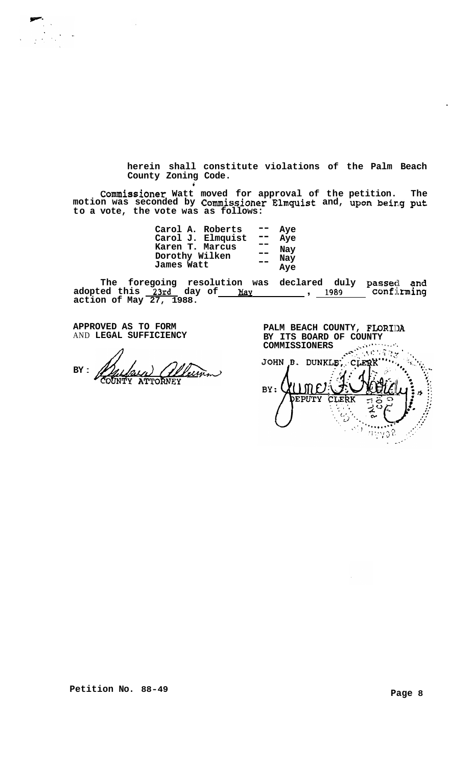herein shall constitute violations of the Palm Beach County Zoning Code.

Commissioner Watt moved for approval of the petition. The motion was seconded by Commissioner Elmquist and, upon being put to a vote, the vote was as follows:

| | | |
|---|---|---|
| Carol A. Roberts | -- | Aye |
| Carol J. Elmquist | -- | Aye |
| Karen T. Marcus | -- | Nay |
| Dorothy Wilken | -- | Nay |
| James Watt | -- | Aye |

The foregoing resolution was declared duly passed and adopted this 23rd day of May, 1989 confirming action of May 27, 1988.

APPROVED AS TO FORM AND LEGAL SUFFICIENCY

BY: COUNTY ATTORNEY

PALM BEACH COUNTY, FLORIDA BY ITS BOARD OF COUNTY COMMISSIONERS

JOHN B. DUNKLE, CLERK

BY: DEPUTY CLERK

Petition No. 88-49